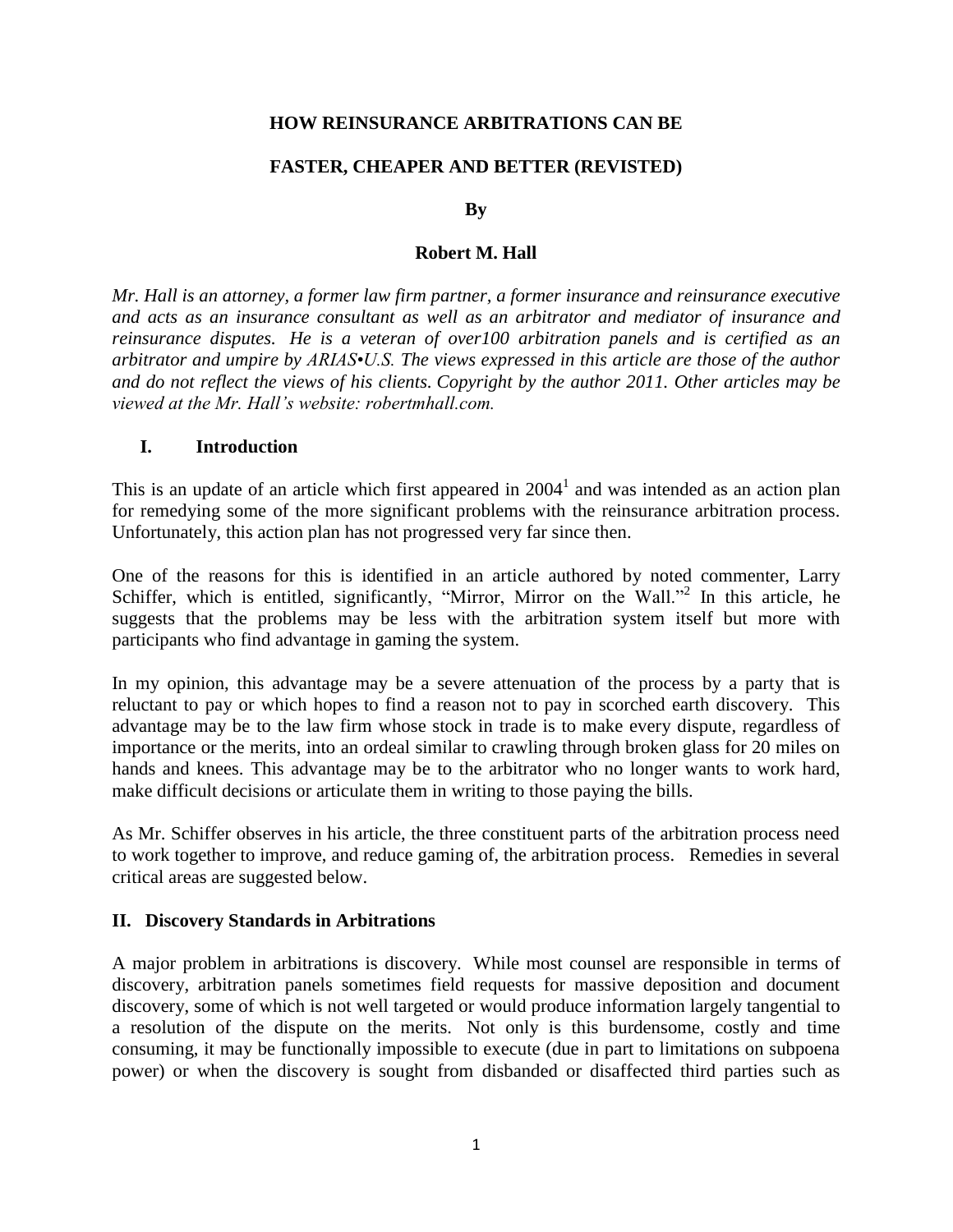**HOW REINSURANCE ARBITRATIONS CAN BE**

**FASTER, CHEAPER AND BETTER (REVISTED)**

**By**

**Robert M. Hall**

*Mr. Hall is an attorney, a former law firm partner, a former insurance and reinsurance executive and acts as an insurance consultant as well as an arbitrator and mediator of insurance and reinsurance disputes. He is a veteran of over100 arbitration panels and is certified as an arbitrator and umpire by ARIAS•U.S. The views expressed in this article are those of the author and do not reflect the views of his clients. Copyright by the author 2011. Other articles may be viewed at the Mr. Hall's website: robertmhall.com.*

## I. Introduction

This is an update of an article which first appeared in 2004[1] and was intended as an action plan for remedying some of the more significant problems with the reinsurance arbitration process. Unfortunately, this action plan has not progressed very far since then.

One of the reasons for this is identified in an article authored by noted commenter, Larry Schiffer, which is entitled, significantly, "Mirror, Mirror on the Wall."[2] In this article, he suggests that the problems may be less with the arbitration system itself but more with participants who find advantage in gaming the system.

In my opinion, this advantage may be a severe attenuation of the process by a party that is reluctant to pay or which hopes to find a reason not to pay in scorched earth discovery. This advantage may be to the law firm whose stock in trade is to make every dispute, regardless of importance or the merits, into an ordeal similar to crawling through broken glass for 20 miles on hands and knees. This advantage may be to the arbitrator who no longer wants to work hard, make difficult decisions or articulate them in writing to those paying the bills.

As Mr. Schiffer observes in his article, the three constituent parts of the arbitration process need to work together to improve, and reduce gaming of, the arbitration process. Remedies in several critical areas are suggested below.

## II. Discovery Standards in Arbitrations

A major problem in arbitrations is discovery. While most counsel are responsible in terms of discovery, arbitration panels sometimes field requests for massive deposition and document discovery, some of which is not well targeted or would produce information largely tangential to a resolution of the dispute on the merits. Not only is this burdensome, costly and time consuming, it may be functionally impossible to execute (due in part to limitations on subpoena power) or when the discovery is sought from disbanded or disaffected third parties such as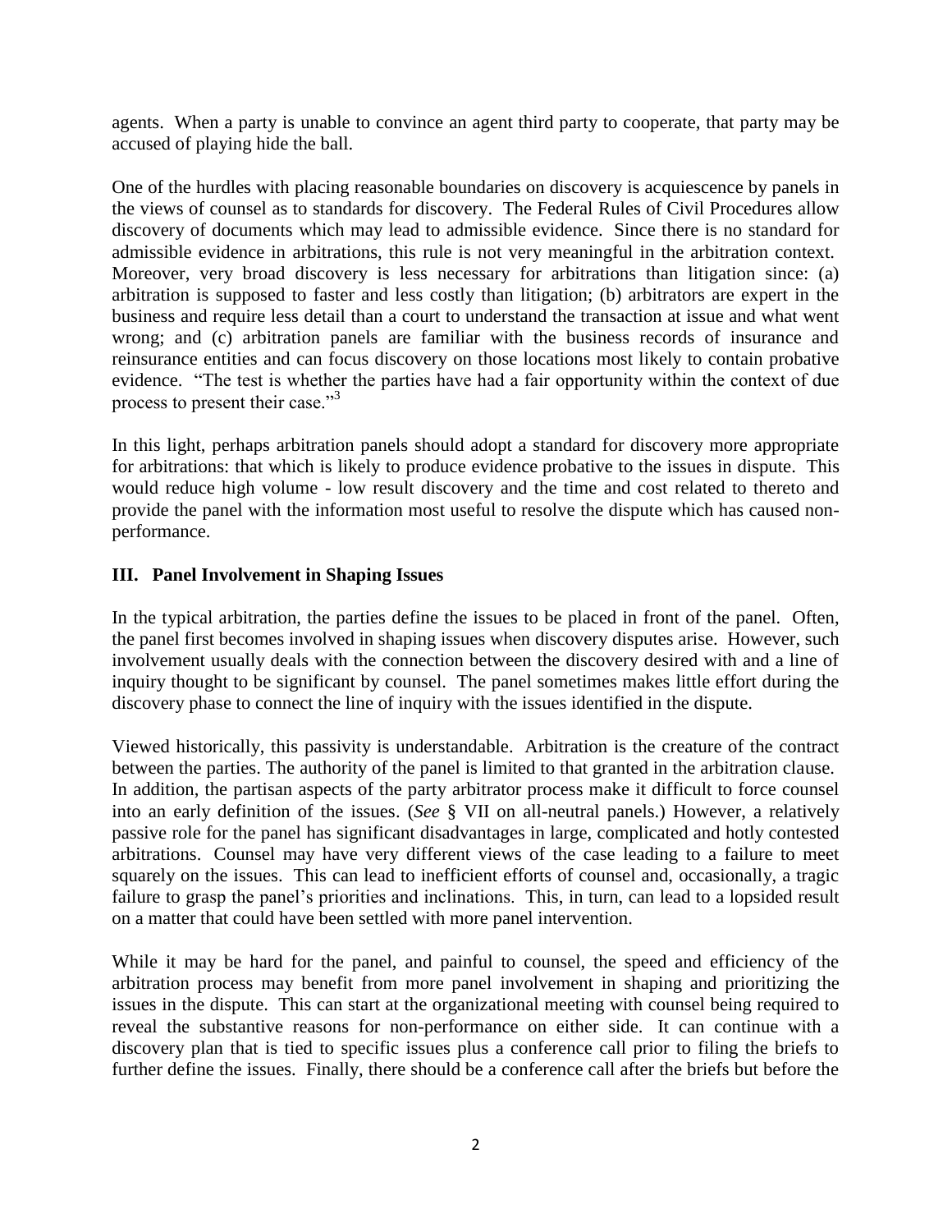agents. When a party is unable to convince an agent third party to cooperate, that party may be accused of playing hide the ball.

One of the hurdles with placing reasonable boundaries on discovery is acquiescence by panels in the views of counsel as to standards for discovery. The Federal Rules of Civil Procedures allow discovery of documents which may lead to admissible evidence. Since there is no standard for admissible evidence in arbitrations, this rule is not very meaningful in the arbitration context. Moreover, very broad discovery is less necessary for arbitrations than litigation since: (a) arbitration is supposed to faster and less costly than litigation; (b) arbitrators are expert in the business and require less detail than a court to understand the transaction at issue and what went wrong; and (c) arbitration panels are familiar with the business records of insurance and reinsurance entities and can focus discovery on those locations most likely to contain probative evidence. "The test is whether the parties have had a fair opportunity within the context of due process to present their case."[3]

In this light, perhaps arbitration panels should adopt a standard for discovery more appropriate for arbitrations: that which is likely to produce evidence probative to the issues in dispute. This would reduce high volume - low result discovery and the time and cost related to thereto and provide the panel with the information most useful to resolve the dispute which has caused non-performance.

## III. Panel Involvement in Shaping Issues

In the typical arbitration, the parties define the issues to be placed in front of the panel. Often, the panel first becomes involved in shaping issues when discovery disputes arise. However, such involvement usually deals with the connection between the discovery desired with and a line of inquiry thought to be significant by counsel. The panel sometimes makes little effort during the discovery phase to connect the line of inquiry with the issues identified in the dispute.

Viewed historically, this passivity is understandable. Arbitration is the creature of the contract between the parties. The authority of the panel is limited to that granted in the arbitration clause. In addition, the partisan aspects of the party arbitrator process make it difficult to force counsel into an early definition of the issues. (*See* § VII on all-neutral panels.) However, a relatively passive role for the panel has significant disadvantages in large, complicated and hotly contested arbitrations. Counsel may have very different views of the case leading to a failure to meet squarely on the issues. This can lead to inefficient efforts of counsel and, occasionally, a tragic failure to grasp the panel's priorities and inclinations. This, in turn, can lead to a lopsided result on a matter that could have been settled with more panel intervention.

While it may be hard for the panel, and painful to counsel, the speed and efficiency of the arbitration process may benefit from more panel involvement in shaping and prioritizing the issues in the dispute. This can start at the organizational meeting with counsel being required to reveal the substantive reasons for non-performance on either side. It can continue with a discovery plan that is tied to specific issues plus a conference call prior to filing the briefs to further define the issues. Finally, there should be a conference call after the briefs but before the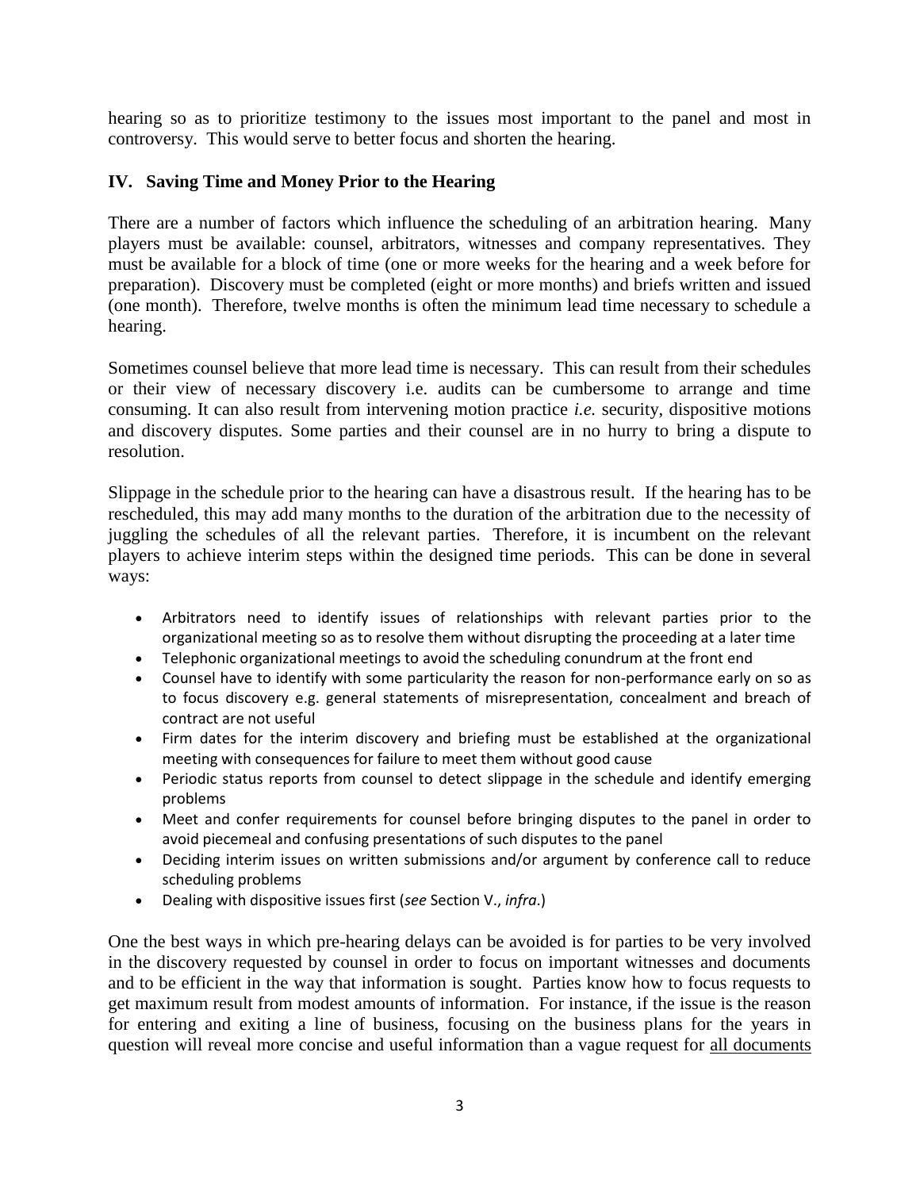hearing so as to prioritize testimony to the issues most important to the panel and most in controversy. This would serve to better focus and shorten the hearing.

## IV. Saving Time and Money Prior to the Hearing

There are a number of factors which influence the scheduling of an arbitration hearing. Many players must be available: counsel, arbitrators, witnesses and company representatives. They must be available for a block of time (one or more weeks for the hearing and a week before for preparation). Discovery must be completed (eight or more months) and briefs written and issued (one month). Therefore, twelve months is often the minimum lead time necessary to schedule a hearing.

Sometimes counsel believe that more lead time is necessary. This can result from their schedules or their view of necessary discovery i.e. audits can be cumbersome to arrange and time consuming. It can also result from intervening motion practice *i.e.* security, dispositive motions and discovery disputes. Some parties and their counsel are in no hurry to bring a dispute to resolution.

Slippage in the schedule prior to the hearing can have a disastrous result. If the hearing has to be rescheduled, this may add many months to the duration of the arbitration due to the necessity of juggling the schedules of all the relevant parties. Therefore, it is incumbent on the relevant players to achieve interim steps within the designed time periods. This can be done in several ways:

- Arbitrators need to identify issues of relationships with relevant parties prior to the organizational meeting so as to resolve them without disrupting the proceeding at a later time
- Telephonic organizational meetings to avoid the scheduling conundrum at the front end
- Counsel have to identify with some particularity the reason for non-performance early on so as to focus discovery e.g. general statements of misrepresentation, concealment and breach of contract are not useful
- Firm dates for the interim discovery and briefing must be established at the organizational meeting with consequences for failure to meet them without good cause
- Periodic status reports from counsel to detect slippage in the schedule and identify emerging problems
- Meet and confer requirements for counsel before bringing disputes to the panel in order to avoid piecemeal and confusing presentations of such disputes to the panel
- Deciding interim issues on written submissions and/or argument by conference call to reduce scheduling problems
- Dealing with dispositive issues first (*see* Section V., *infra*.)

One the best ways in which pre-hearing delays can be avoided is for parties to be very involved in the discovery requested by counsel in order to focus on important witnesses and documents and to be efficient in the way that information is sought. Parties know how to focus requests to get maximum result from modest amounts of information. For instance, if the issue is the reason for entering and exiting a line of business, focusing on the business plans for the years in question will reveal more concise and useful information than a vague request for <u>all documents</u>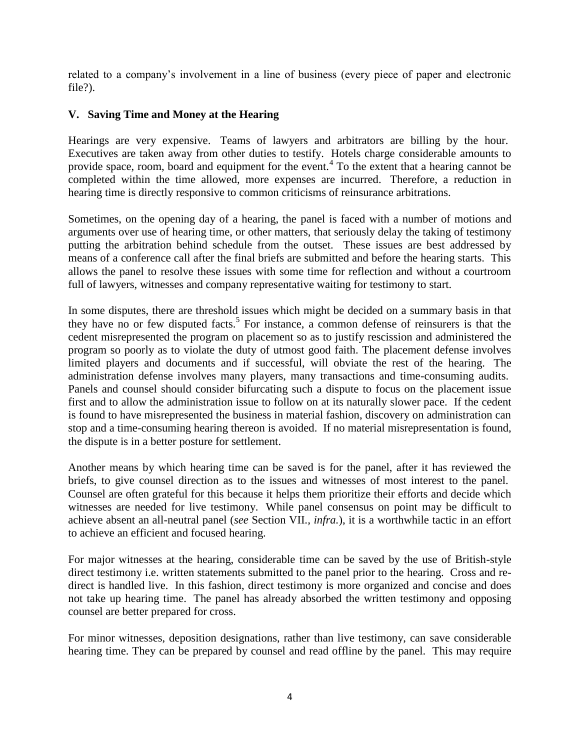related to a company's involvement in a line of business (every piece of paper and electronic file?).

## V. Saving Time and Money at the Hearing

Hearings are very expensive. Teams of lawyers and arbitrators are billing by the hour. Executives are taken away from other duties to testify. Hotels charge considerable amounts to provide space, room, board and equipment for the event.[4] To the extent that a hearing cannot be completed within the time allowed, more expenses are incurred. Therefore, a reduction in hearing time is directly responsive to common criticisms of reinsurance arbitrations.

Sometimes, on the opening day of a hearing, the panel is faced with a number of motions and arguments over use of hearing time, or other matters, that seriously delay the taking of testimony putting the arbitration behind schedule from the outset. These issues are best addressed by means of a conference call after the final briefs are submitted and before the hearing starts. This allows the panel to resolve these issues with some time for reflection and without a courtroom full of lawyers, witnesses and company representative waiting for testimony to start.

In some disputes, there are threshold issues which might be decided on a summary basis in that they have no or few disputed facts.[5] For instance, a common defense of reinsurers is that the cedent misrepresented the program on placement so as to justify rescission and administered the program so poorly as to violate the duty of utmost good faith. The placement defense involves limited players and documents and if successful, will obviate the rest of the hearing. The administration defense involves many players, many transactions and time-consuming audits. Panels and counsel should consider bifurcating such a dispute to focus on the placement issue first and to allow the administration issue to follow on at its naturally slower pace. If the cedent is found to have misrepresented the business in material fashion, discovery on administration can stop and a time-consuming hearing thereon is avoided. If no material misrepresentation is found, the dispute is in a better posture for settlement.

Another means by which hearing time can be saved is for the panel, after it has reviewed the briefs, to give counsel direction as to the issues and witnesses of most interest to the panel. Counsel are often grateful for this because it helps them prioritize their efforts and decide which witnesses are needed for live testimony. While panel consensus on point may be difficult to achieve absent an all-neutral panel (*see* Section VII., *infra.*), it is a worthwhile tactic in an effort to achieve an efficient and focused hearing.

For major witnesses at the hearing, considerable time can be saved by the use of British-style direct testimony i.e. written statements submitted to the panel prior to the hearing. Cross and re-direct is handled live. In this fashion, direct testimony is more organized and concise and does not take up hearing time. The panel has already absorbed the written testimony and opposing counsel are better prepared for cross.

For minor witnesses, deposition designations, rather than live testimony, can save considerable hearing time. They can be prepared by counsel and read offline by the panel. This may require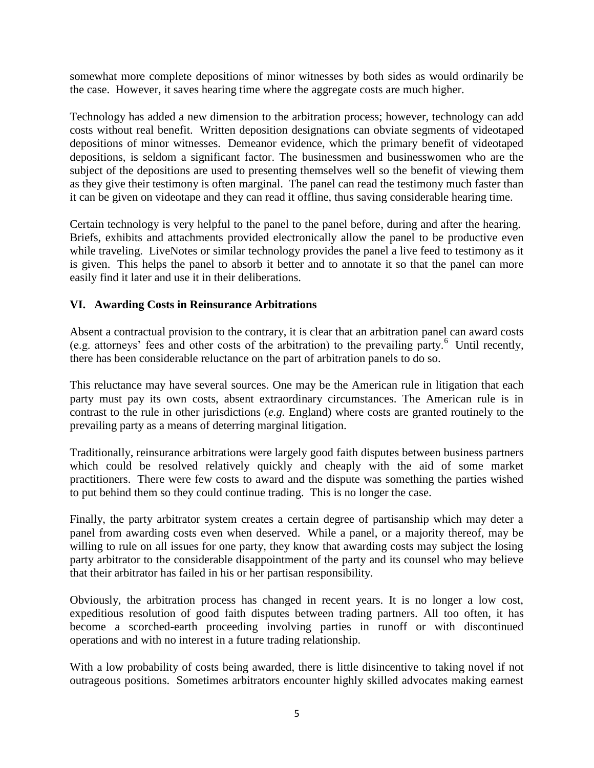somewhat more complete depositions of minor witnesses by both sides as would ordinarily be the case. However, it saves hearing time where the aggregate costs are much higher.

Technology has added a new dimension to the arbitration process; however, technology can add costs without real benefit. Written deposition designations can obviate segments of videotaped depositions of minor witnesses. Demeanor evidence, which the primary benefit of videotaped depositions, is seldom a significant factor. The businessmen and businesswomen who are the subject of the depositions are used to presenting themselves well so the benefit of viewing them as they give their testimony is often marginal. The panel can read the testimony much faster than it can be given on videotape and they can read it offline, thus saving considerable hearing time.

Certain technology is very helpful to the panel to the panel before, during and after the hearing. Briefs, exhibits and attachments provided electronically allow the panel to be productive even while traveling. LiveNotes or similar technology provides the panel a live feed to testimony as it is given. This helps the panel to absorb it better and to annotate it so that the panel can more easily find it later and use it in their deliberations.

## VI. Awarding Costs in Reinsurance Arbitrations

Absent a contractual provision to the contrary, it is clear that an arbitration panel can award costs (e.g. attorneys' fees and other costs of the arbitration) to the prevailing party.[6] Until recently, there has been considerable reluctance on the part of arbitration panels to do so.

This reluctance may have several sources. One may be the American rule in litigation that each party must pay its own costs, absent extraordinary circumstances. The American rule is in contrast to the rule in other jurisdictions (*e.g.* England) where costs are granted routinely to the prevailing party as a means of deterring marginal litigation.

Traditionally, reinsurance arbitrations were largely good faith disputes between business partners which could be resolved relatively quickly and cheaply with the aid of some market practitioners. There were few costs to award and the dispute was something the parties wished to put behind them so they could continue trading. This is no longer the case.

Finally, the party arbitrator system creates a certain degree of partisanship which may deter a panel from awarding costs even when deserved. While a panel, or a majority thereof, may be willing to rule on all issues for one party, they know that awarding costs may subject the losing party arbitrator to the considerable disappointment of the party and its counsel who may believe that their arbitrator has failed in his or her partisan responsibility.

Obviously, the arbitration process has changed in recent years. It is no longer a low cost, expeditious resolution of good faith disputes between trading partners. All too often, it has become a scorched-earth proceeding involving parties in runoff or with discontinued operations and with no interest in a future trading relationship.

With a low probability of costs being awarded, there is little disincentive to taking novel if not outrageous positions. Sometimes arbitrators encounter highly skilled advocates making earnest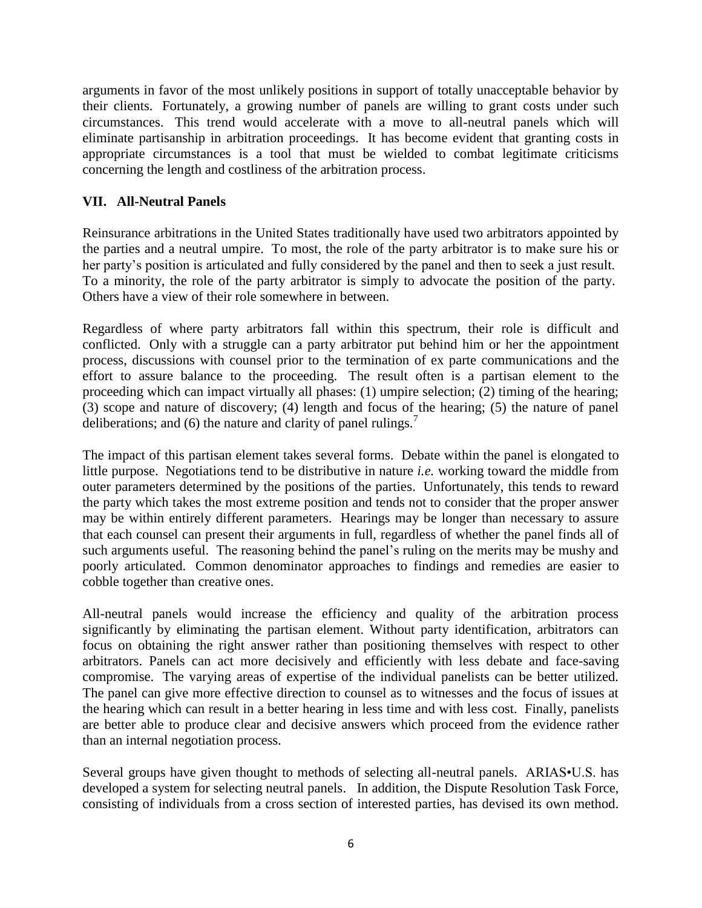arguments in favor of the most unlikely positions in support of totally unacceptable behavior by their clients. Fortunately, a growing number of panels are willing to grant costs under such circumstances. This trend would accelerate with a move to all-neutral panels which will eliminate partisanship in arbitration proceedings. It has become evident that granting costs in appropriate circumstances is a tool that must be wielded to combat legitimate criticisms concerning the length and costliness of the arbitration process.

## VII. All-Neutral Panels

Reinsurance arbitrations in the United States traditionally have used two arbitrators appointed by the parties and a neutral umpire. To most, the role of the party arbitrator is to make sure his or her party's position is articulated and fully considered by the panel and then to seek a just result. To a minority, the role of the party arbitrator is simply to advocate the position of the party. Others have a view of their role somewhere in between.

Regardless of where party arbitrators fall within this spectrum, their role is difficult and conflicted. Only with a struggle can a party arbitrator put behind him or her the appointment process, discussions with counsel prior to the termination of ex parte communications and the effort to assure balance to the proceeding. The result often is a partisan element to the proceeding which can impact virtually all phases: (1) umpire selection; (2) timing of the hearing; (3) scope and nature of discovery; (4) length and focus of the hearing; (5) the nature of panel deliberations; and (6) the nature and clarity of panel rulings.[7]

The impact of this partisan element takes several forms. Debate within the panel is elongated to little purpose. Negotiations tend to be distributive in nature *i.e.* working toward the middle from outer parameters determined by the positions of the parties. Unfortunately, this tends to reward the party which takes the most extreme position and tends not to consider that the proper answer may be within entirely different parameters. Hearings may be longer than necessary to assure that each counsel can present their arguments in full, regardless of whether the panel finds all of such arguments useful. The reasoning behind the panel's ruling on the merits may be mushy and poorly articulated. Common denominator approaches to findings and remedies are easier to cobble together than creative ones.

All-neutral panels would increase the efficiency and quality of the arbitration process significantly by eliminating the partisan element. Without party identification, arbitrators can focus on obtaining the right answer rather than positioning themselves with respect to other arbitrators. Panels can act more decisively and efficiently with less debate and face-saving compromise. The varying areas of expertise of the individual panelists can be better utilized. The panel can give more effective direction to counsel as to witnesses and the focus of issues at the hearing which can result in a better hearing in less time and with less cost. Finally, panelists are better able to produce clear and decisive answers which proceed from the evidence rather than an internal negotiation process.

Several groups have given thought to methods of selecting all-neutral panels. ARIAS•U.S. has developed a system for selecting neutral panels. In addition, the Dispute Resolution Task Force, consisting of individuals from a cross section of interested parties, has devised its own method.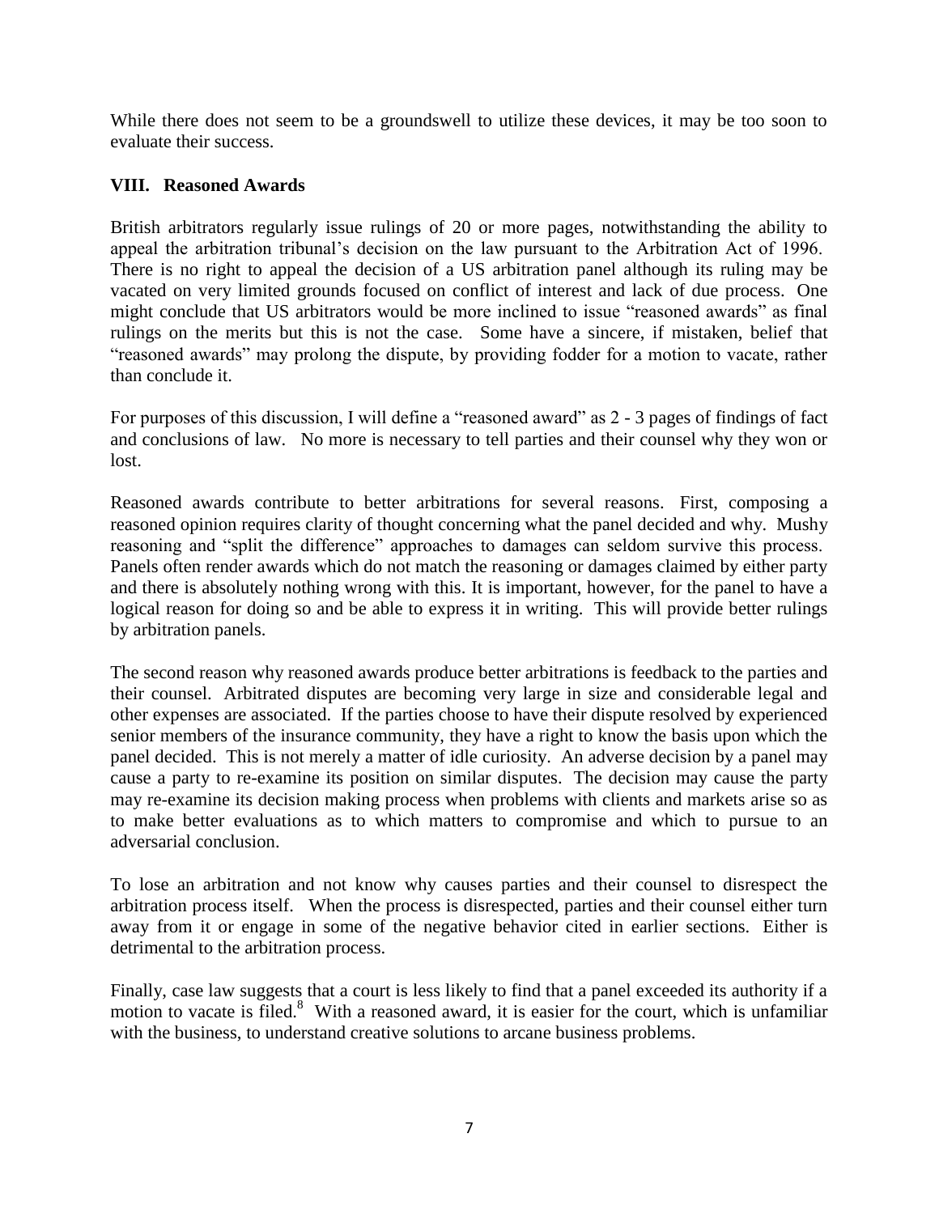While there does not seem to be a groundswell to utilize these devices, it may be too soon to evaluate their success.

## VIII. Reasoned Awards

British arbitrators regularly issue rulings of 20 or more pages, notwithstanding the ability to appeal the arbitration tribunal's decision on the law pursuant to the Arbitration Act of 1996. There is no right to appeal the decision of a US arbitration panel although its ruling may be vacated on very limited grounds focused on conflict of interest and lack of due process. One might conclude that US arbitrators would be more inclined to issue "reasoned awards" as final rulings on the merits but this is not the case. Some have a sincere, if mistaken, belief that "reasoned awards" may prolong the dispute, by providing fodder for a motion to vacate, rather than conclude it.

For purposes of this discussion, I will define a "reasoned award" as 2 - 3 pages of findings of fact and conclusions of law. No more is necessary to tell parties and their counsel why they won or lost.

Reasoned awards contribute to better arbitrations for several reasons. First, composing a reasoned opinion requires clarity of thought concerning what the panel decided and why. Mushy reasoning and "split the difference" approaches to damages can seldom survive this process. Panels often render awards which do not match the reasoning or damages claimed by either party and there is absolutely nothing wrong with this. It is important, however, for the panel to have a logical reason for doing so and be able to express it in writing. This will provide better rulings by arbitration panels.

The second reason why reasoned awards produce better arbitrations is feedback to the parties and their counsel. Arbitrated disputes are becoming very large in size and considerable legal and other expenses are associated. If the parties choose to have their dispute resolved by experienced senior members of the insurance community, they have a right to know the basis upon which the panel decided. This is not merely a matter of idle curiosity. An adverse decision by a panel may cause a party to re-examine its position on similar disputes. The decision may cause the party may re-examine its decision making process when problems with clients and markets arise so as to make better evaluations as to which matters to compromise and which to pursue to an adversarial conclusion.

To lose an arbitration and not know why causes parties and their counsel to disrespect the arbitration process itself. When the process is disrespected, parties and their counsel either turn away from it or engage in some of the negative behavior cited in earlier sections. Either is detrimental to the arbitration process.

Finally, case law suggests that a court is less likely to find that a panel exceeded its authority if a motion to vacate is filed.[8] With a reasoned award, it is easier for the court, which is unfamiliar with the business, to understand creative solutions to arcane business problems.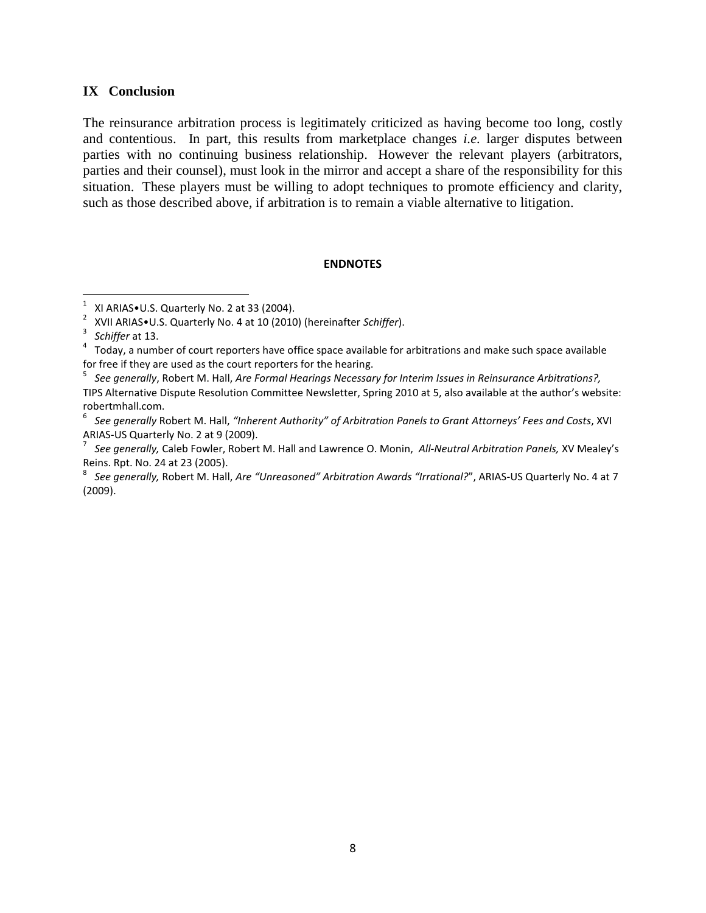## IX Conclusion

The reinsurance arbitration process is legitimately criticized as having become too long, costly and contentious. In part, this results from marketplace changes *i.e.* larger disputes between parties with no continuing business relationship. However the relevant players (arbitrators, parties and their counsel), must look in the mirror and accept a share of the responsibility for this situation. These players must be willing to adopt techniques to promote efficiency and clarity, such as those described above, if arbitration is to remain a viable alternative to litigation.

**ENDNOTES**

[1] XI ARIAS•U.S. Quarterly No. 2 at 33 (2004).

[2] XVII ARIAS•U.S. Quarterly No. 4 at 10 (2010) (hereinafter *Schiffer*).

[3] *Schiffer* at 13.

[4] Today, a number of court reporters have office space available for arbitrations and make such space available for free if they are used as the court reporters for the hearing.

[5] *See generally*, Robert M. Hall, *Are Formal Hearings Necessary for Interim Issues in Reinsurance Arbitrations?,* TIPS Alternative Dispute Resolution Committee Newsletter, Spring 2010 at 5, also available at the author's website: robertmhall.com.

[6] *See generally* Robert M. Hall, *"Inherent Authority" of Arbitration Panels to Grant Attorneys' Fees and Costs*, XVI ARIAS-US Quarterly No. 2 at 9 (2009).

[7] *See generally,* Caleb Fowler, Robert M. Hall and Lawrence O. Monin, *All-Neutral Arbitration Panels,* XV Mealey's Reins. Rpt. No. 24 at 23 (2005).

[8] *See generally,* Robert M. Hall, *Are "Unreasoned" Arbitration Awards "Irrational?*", ARIAS-US Quarterly No. 4 at 7 (2009).